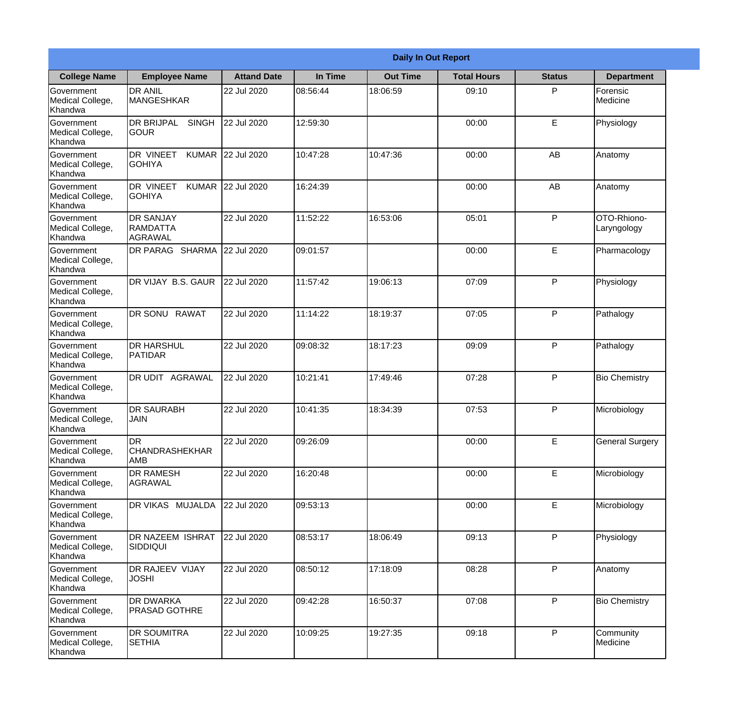| Daily In Out Report | | | | | | | |
|---|---|---|---|---|---|---|---|
| **College Name** | **Employee Name** | **Attand Date** | **In Time** | **Out Time** | **Total Hours** | **Status** | **Department** |
| Government Medical College, Khandwa | DR ANIL MANGESHKAR | 22 Jul 2020 | 08:56:44 | 18:06:59 | 09:10 | P | Forensic Medicine |
| Government Medical College, Khandwa | DR BRIJPAL SINGH GOUR | 22 Jul 2020 | 12:59:30 | | 00:00 | E | Physiology |
| Government Medical College, Khandwa | DR VINEET KUMAR GOHIYA | 22 Jul 2020 | 10:47:28 | 10:47:36 | 00:00 | AB | Anatomy |
| Government Medical College, Khandwa | DR VINEET KUMAR GOHIYA | 22 Jul 2020 | 16:24:39 | | 00:00 | AB | Anatomy |
| Government Medical College, Khandwa | DR SANJAY RAMDATTA AGRAWAL | 22 Jul 2020 | 11:52:22 | 16:53:06 | 05:01 | P | OTO-Rhiono-Laryngology |
| Government Medical College, Khandwa | DR PARAG SHARMA | 22 Jul 2020 | 09:01:57 | | 00:00 | E | Pharmacology |
| Government Medical College, Khandwa | DR VIJAY B.S. GAUR | 22 Jul 2020 | 11:57:42 | 19:06:13 | 07:09 | P | Physiology |
| Government Medical College, Khandwa | DR SONU RAWAT | 22 Jul 2020 | 11:14:22 | 18:19:37 | 07:05 | P | Pathalogy |
| Government Medical College, Khandwa | DR HARSHUL PATIDAR | 22 Jul 2020 | 09:08:32 | 18:17:23 | 09:09 | P | Pathalogy |
| Government Medical College, Khandwa | DR UDIT AGRAWAL | 22 Jul 2020 | 10:21:41 | 17:49:46 | 07:28 | P | Bio Chemistry |
| Government Medical College, Khandwa | DR SAURABH JAIN | 22 Jul 2020 | 10:41:35 | 18:34:39 | 07:53 | P | Microbiology |
| Government Medical College, Khandwa | DR CHANDRASHEKHAR AMB | 22 Jul 2020 | 09:26:09 | | 00:00 | E | General Surgery |
| Government Medical College, Khandwa | DR RAMESH AGRAWAL | 22 Jul 2020 | 16:20:48 | | 00:00 | E | Microbiology |
| Government Medical College, Khandwa | DR VIKAS MUJALDA | 22 Jul 2020 | 09:53:13 | | 00:00 | E | Microbiology |
| Government Medical College, Khandwa | DR NAZEEM ISHRAT SIDDIQUI | 22 Jul 2020 | 08:53:17 | 18:06:49 | 09:13 | P | Physiology |
| Government Medical College, Khandwa | DR RAJEEV VIJAY JOSHI | 22 Jul 2020 | 08:50:12 | 17:18:09 | 08:28 | P | Anatomy |
| Government Medical College, Khandwa | DR DWARKA PRASAD GOTHRE | 22 Jul 2020 | 09:42:28 | 16:50:37 | 07:08 | P | Bio Chemistry |
| Government Medical College, Khandwa | DR SOUMITRA SETHIA | 22 Jul 2020 | 10:09:25 | 19:27:35 | 09:18 | P | Community Medicine |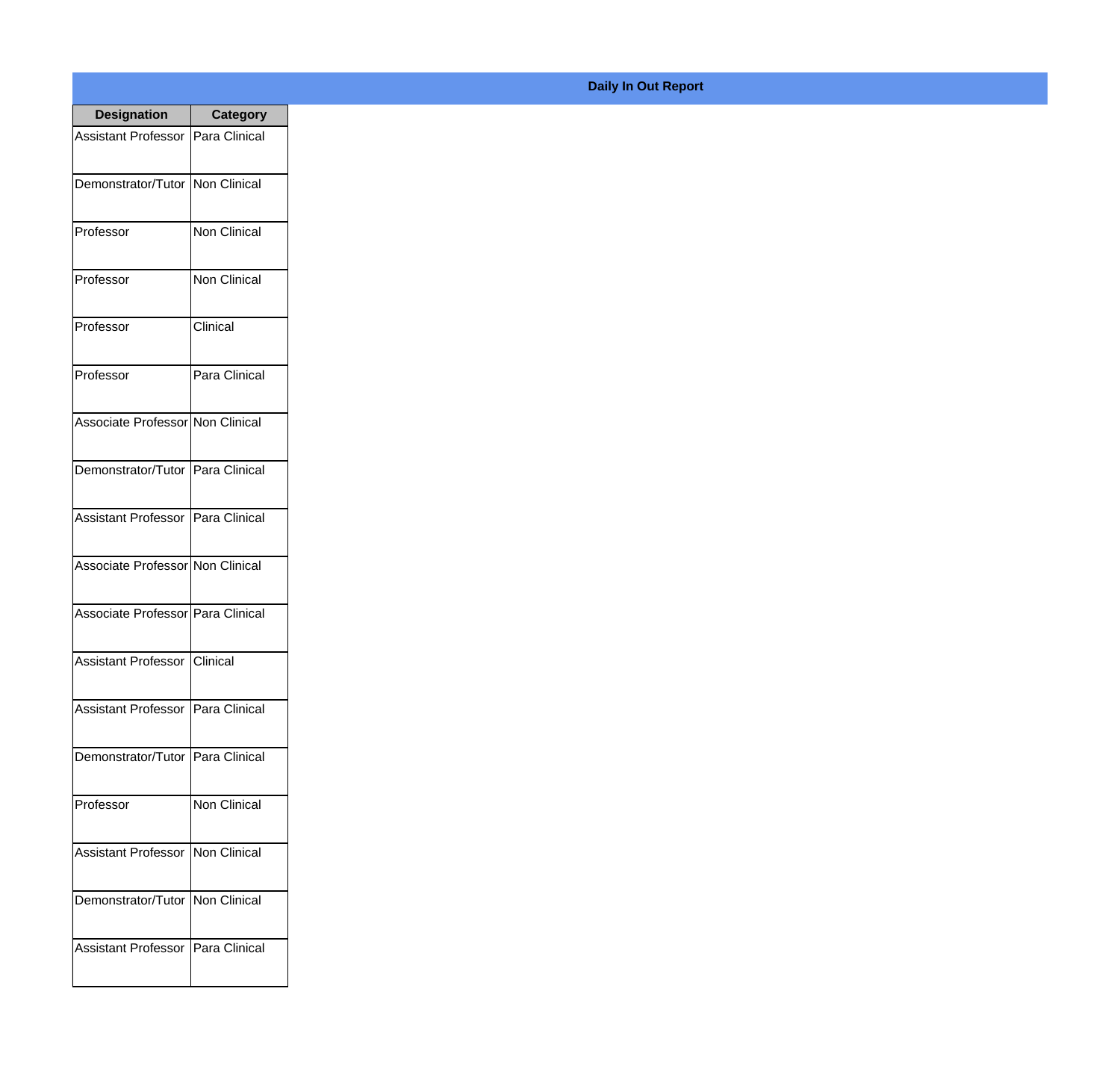**Daily In Out Report**

| Designation | Category |
| --- | --- |
| Assistant Professor | Para Clinical |
| Demonstrator/Tutor | Non Clinical |
| Professor | Non Clinical |
| Professor | Non Clinical |
| Professor | Clinical |
| Professor | Para Clinical |
| Associate Professor | Non Clinical |
| Demonstrator/Tutor | Para Clinical |
| Assistant Professor | Para Clinical |
| Associate Professor | Non Clinical |
| Associate Professor | Para Clinical |
| Assistant Professor | Clinical |
| Assistant Professor | Para Clinical |
| Demonstrator/Tutor | Para Clinical |
| Professor | Non Clinical |
| Assistant Professor | Non Clinical |
| Demonstrator/Tutor | Non Clinical |
| Assistant Professor | Para Clinical |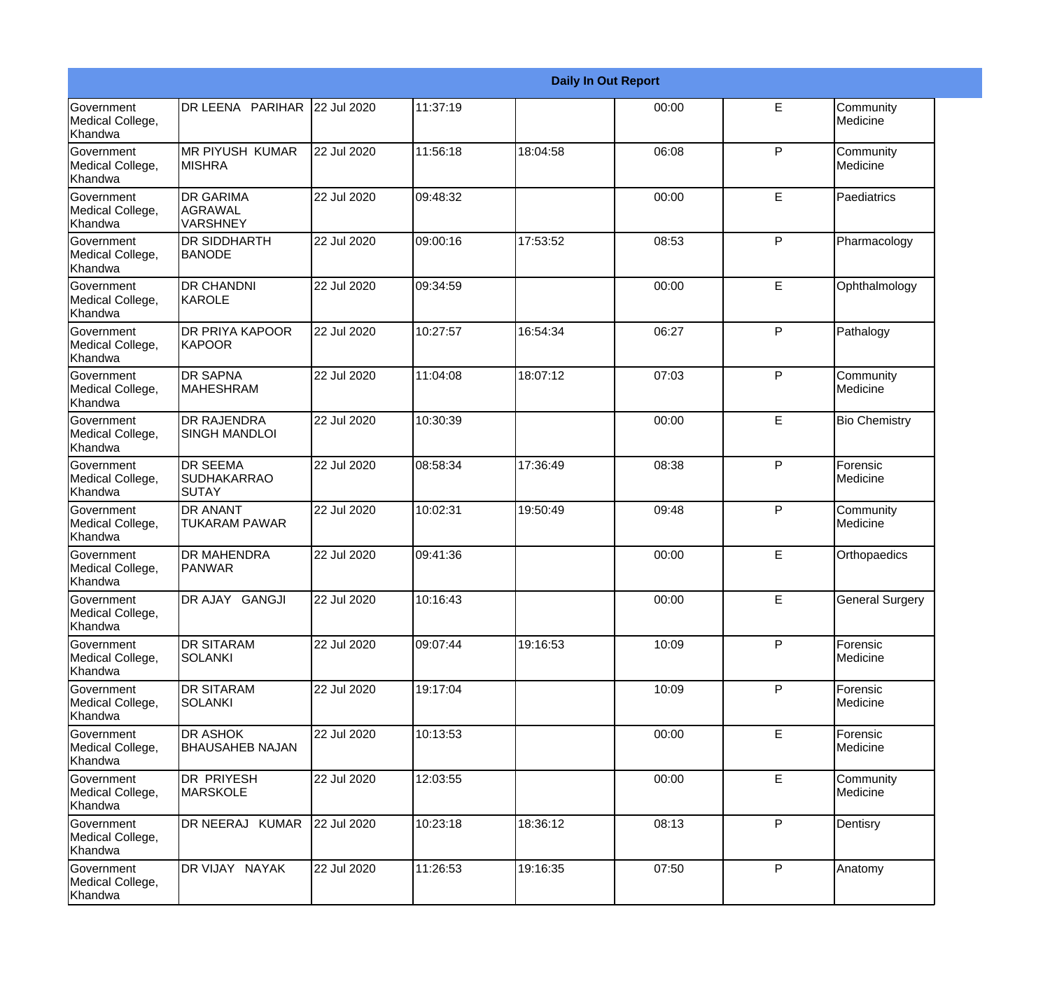| Daily In Out Report | | | | | | | |
|---|---|---|---|---|---|---|---|
| Government Medical College, Khandwa | DR LEENA PARIHAR | 22 Jul 2020 | 11:37:19 | | 00:00 | E | Community Medicine |
| Government Medical College, Khandwa | MR PIYUSH KUMAR MISHRA | 22 Jul 2020 | 11:56:18 | 18:04:58 | 06:08 | P | Community Medicine |
| Government Medical College, Khandwa | DR GARIMA AGRAWAL VARSHNEY | 22 Jul 2020 | 09:48:32 | | 00:00 | E | Paediatrics |
| Government Medical College, Khandwa | DR SIDDHARTH BANODE | 22 Jul 2020 | 09:00:16 | 17:53:52 | 08:53 | P | Pharmacology |
| Government Medical College, Khandwa | DR CHANDNI KAROLE | 22 Jul 2020 | 09:34:59 | | 00:00 | E | Ophthalmology |
| Government Medical College, Khandwa | DR PRIYA KAPOOR KAPOOR | 22 Jul 2020 | 10:27:57 | 16:54:34 | 06:27 | P | Pathalogy |
| Government Medical College, Khandwa | DR SAPNA MAHESHRAM | 22 Jul 2020 | 11:04:08 | 18:07:12 | 07:03 | P | Community Medicine |
| Government Medical College, Khandwa | DR RAJENDRA SINGH MANDLOI | 22 Jul 2020 | 10:30:39 | | 00:00 | E | Bio Chemistry |
| Government Medical College, Khandwa | DR SEEMA SUDHAKARRAO SUTAY | 22 Jul 2020 | 08:58:34 | 17:36:49 | 08:38 | P | Forensic Medicine |
| Government Medical College, Khandwa | DR ANANT TUKARAM PAWAR | 22 Jul 2020 | 10:02:31 | 19:50:49 | 09:48 | P | Community Medicine |
| Government Medical College, Khandwa | DR MAHENDRA PANWAR | 22 Jul 2020 | 09:41:36 | | 00:00 | E | Orthopaedics |
| Government Medical College, Khandwa | DR AJAY GANGJI | 22 Jul 2020 | 10:16:43 | | 00:00 | E | General Surgery |
| Government Medical College, Khandwa | DR SITARAM SOLANKI | 22 Jul 2020 | 09:07:44 | 19:16:53 | 10:09 | P | Forensic Medicine |
| Government Medical College, Khandwa | DR SITARAM SOLANKI | 22 Jul 2020 | 19:17:04 | | 10:09 | P | Forensic Medicine |
| Government Medical College, Khandwa | DR ASHOK BHAUSAHEB NAJAN | 22 Jul 2020 | 10:13:53 | | 00:00 | E | Forensic Medicine |
| Government Medical College, Khandwa | DR PRIYESH MARSKOLE | 22 Jul 2020 | 12:03:55 | | 00:00 | E | Community Medicine |
| Government Medical College, Khandwa | DR NEERAJ KUMAR | 22 Jul 2020 | 10:23:18 | 18:36:12 | 08:13 | P | Dentisry |
| Government Medical College, Khandwa | DR VIJAY NAYAK | 22 Jul 2020 | 11:26:53 | 19:16:35 | 07:50 | P | Anatomy |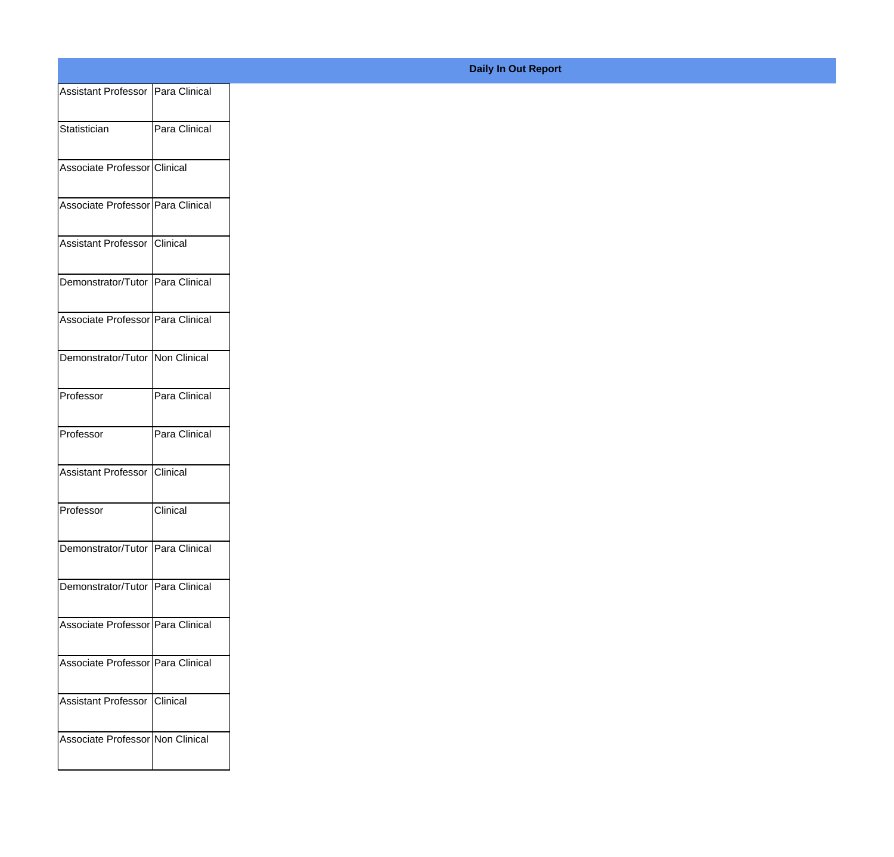**Daily In Out Report**

| | |
|---|---|
| Assistant Professor | Para Clinical |
| Statistician | Para Clinical |
| Associate Professor | Clinical |
| Associate Professor | Para Clinical |
| Assistant Professor | Clinical |
| Demonstrator/Tutor | Para Clinical |
| Associate Professor | Para Clinical |
| Demonstrator/Tutor | Non Clinical |
| Professor | Para Clinical |
| Professor | Para Clinical |
| Assistant Professor | Clinical |
| Professor | Clinical |
| Demonstrator/Tutor | Para Clinical |
| Demonstrator/Tutor | Para Clinical |
| Associate Professor | Para Clinical |
| Associate Professor | Para Clinical |
| Assistant Professor | Clinical |
| Associate Professor | Non Clinical |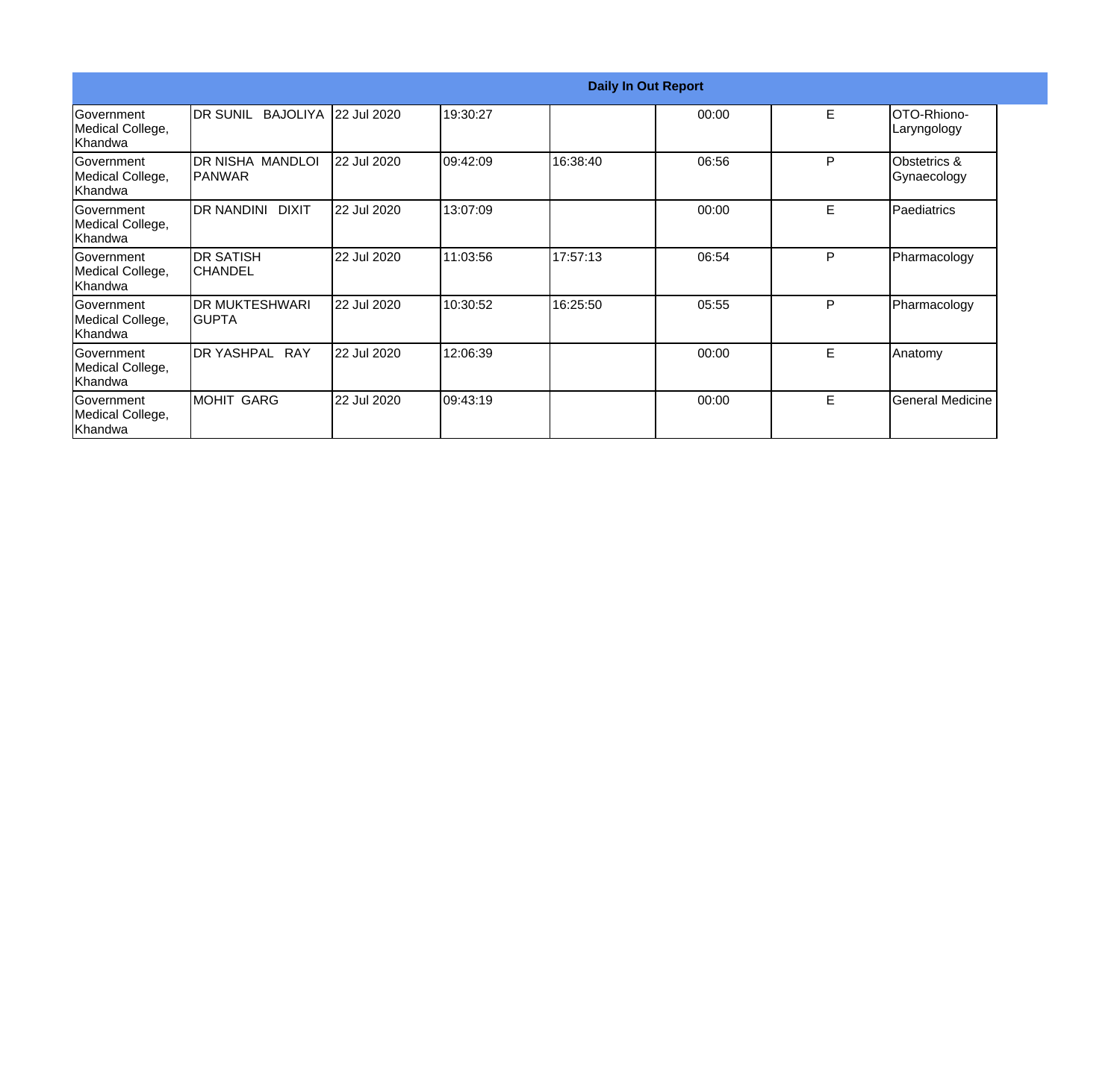| Daily In Out Report | | | | | | | |
|---|---|---|---|---|---|---|---|
| Government Medical College, Khandwa | DR SUNIL BAJOLIYA | 22 Jul 2020 | 19:30:27 | | 00:00 | E | OTO-Rhiono-Laryngology |
| Government Medical College, Khandwa | DR NISHA MANDLOI PANWAR | 22 Jul 2020 | 09:42:09 | 16:38:40 | 06:56 | P | Obstetrics & Gynaecology |
| Government Medical College, Khandwa | DR NANDINI DIXIT | 22 Jul 2020 | 13:07:09 | | 00:00 | E | Paediatrics |
| Government Medical College, Khandwa | DR SATISH CHANDEL | 22 Jul 2020 | 11:03:56 | 17:57:13 | 06:54 | P | Pharmacology |
| Government Medical College, Khandwa | DR MUKTESHWARI GUPTA | 22 Jul 2020 | 10:30:52 | 16:25:50 | 05:55 | P | Pharmacology |
| Government Medical College, Khandwa | DR YASHPAL RAY | 22 Jul 2020 | 12:06:39 | | 00:00 | E | Anatomy |
| Government Medical College, Khandwa | MOHIT GARG | 22 Jul 2020 | 09:43:19 | | 00:00 | E | General Medicine |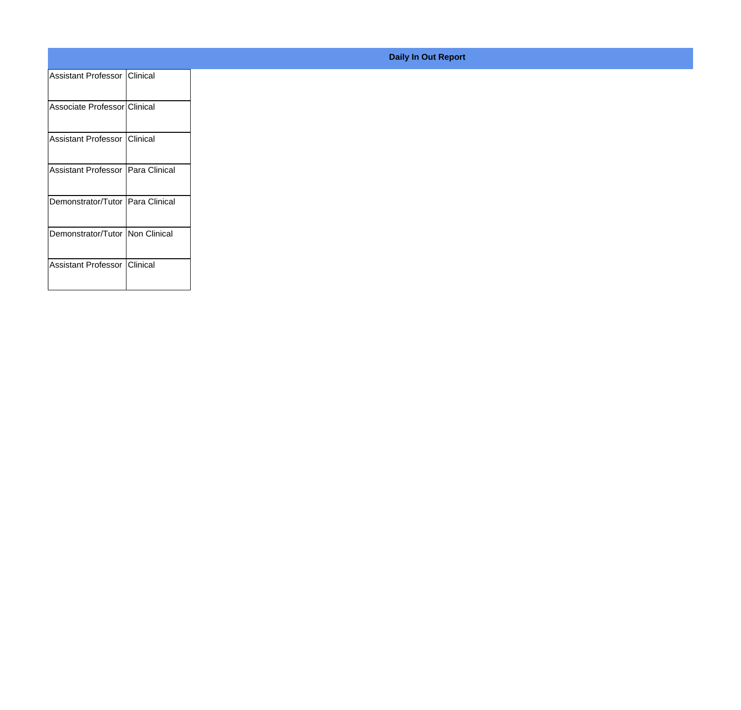**Daily In Out Report**

| | |
|---|---|
| Assistant Professor | Clinical |
| Associate Professor | Clinical |
| Assistant Professor | Clinical |
| Assistant Professor | Para Clinical |
| Demonstrator/Tutor | Para Clinical |
| Demonstrator/Tutor | Non Clinical |
| Assistant Professor | Clinical |